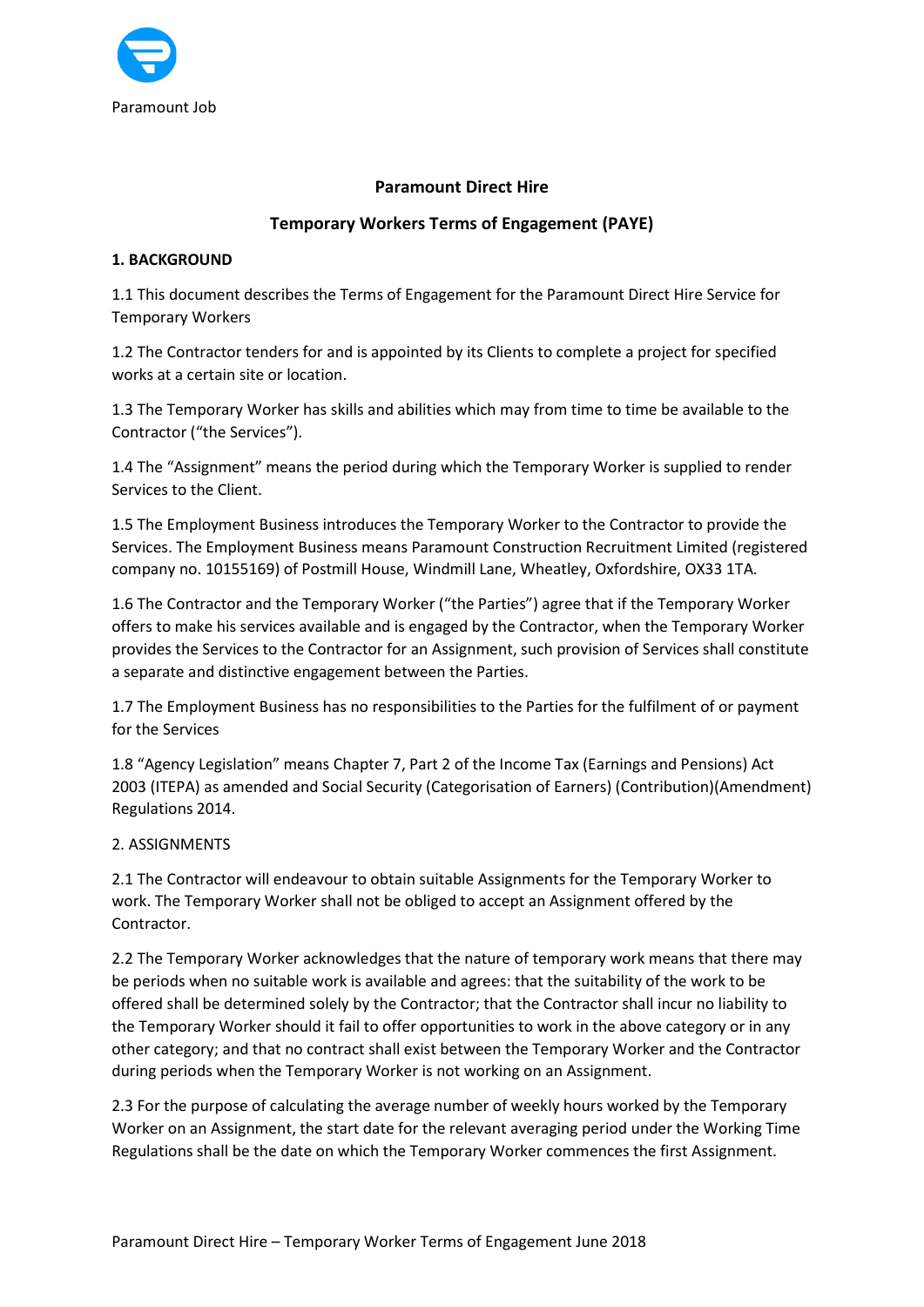Paramount Job

**Paramount Direct Hire**

**Temporary Workers Terms of Engagement (PAYE)**

**1. BACKGROUND**

1.1 This document describes the Terms of Engagement for the Paramount Direct Hire Service for Temporary Workers

1.2 The Contractor tenders for and is appointed by its Clients to complete a project for specified works at a certain site or location.

1.3 The Temporary Worker has skills and abilities which may from time to time be available to the Contractor ("the Services").

1.4 The "Assignment" means the period during which the Temporary Worker is supplied to render Services to the Client.

1.5 The Employment Business introduces the Temporary Worker to the Contractor to provide the Services. The Employment Business means Paramount Construction Recruitment Limited (registered company no. 10155169) of Postmill House, Windmill Lane, Wheatley, Oxfordshire, OX33 1TA.

1.6 The Contractor and the Temporary Worker ("the Parties") agree that if the Temporary Worker offers to make his services available and is engaged by the Contractor, when the Temporary Worker provides the Services to the Contractor for an Assignment, such provision of Services shall constitute a separate and distinctive engagement between the Parties.

1.7 The Employment Business has no responsibilities to the Parties for the fulfilment of or payment for the Services

1.8 "Agency Legislation" means Chapter 7, Part 2 of the Income Tax (Earnings and Pensions) Act 2003 (ITEPA) as amended and Social Security (Categorisation of Earners) (Contribution)(Amendment) Regulations 2014.

2. ASSIGNMENTS

2.1 The Contractor will endeavour to obtain suitable Assignments for the Temporary Worker to work. The Temporary Worker shall not be obliged to accept an Assignment offered by the Contractor.

2.2 The Temporary Worker acknowledges that the nature of temporary work means that there may be periods when no suitable work is available and agrees: that the suitability of the work to be offered shall be determined solely by the Contractor; that the Contractor shall incur no liability to the Temporary Worker should it fail to offer opportunities to work in the above category or in any other category; and that no contract shall exist between the Temporary Worker and the Contractor during periods when the Temporary Worker is not working on an Assignment.

2.3 For the purpose of calculating the average number of weekly hours worked by the Temporary Worker on an Assignment, the start date for the relevant averaging period under the Working Time Regulations shall be the date on which the Temporary Worker commences the first Assignment.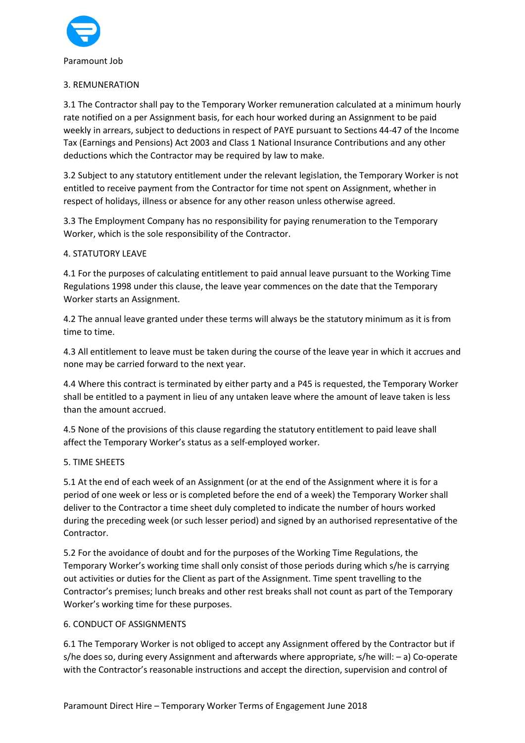## 3. REMUNERATION

3.1 The Contractor shall pay to the Temporary Worker remuneration calculated at a minimum hourly rate notified on a per Assignment basis, for each hour worked during an Assignment to be paid weekly in arrears, subject to deductions in respect of PAYE pursuant to Sections 44-47 of the Income Tax (Earnings and Pensions) Act 2003 and Class 1 National Insurance Contributions and any other deductions which the Contractor may be required by law to make.

3.2 Subject to any statutory entitlement under the relevant legislation, the Temporary Worker is not entitled to receive payment from the Contractor for time not spent on Assignment, whether in respect of holidays, illness or absence for any other reason unless otherwise agreed.

3.3 The Employment Company has no responsibility for paying renumeration to the Temporary Worker, which is the sole responsibility of the Contractor.

## 4. STATUTORY LEAVE

4.1 For the purposes of calculating entitlement to paid annual leave pursuant to the Working Time Regulations 1998 under this clause, the leave year commences on the date that the Temporary Worker starts an Assignment.

4.2 The annual leave granted under these terms will always be the statutory minimum as it is from time to time.

4.3 All entitlement to leave must be taken during the course of the leave year in which it accrues and none may be carried forward to the next year.

4.4 Where this contract is terminated by either party and a P45 is requested, the Temporary Worker shall be entitled to a payment in lieu of any untaken leave where the amount of leave taken is less than the amount accrued.

4.5 None of the provisions of this clause regarding the statutory entitlement to paid leave shall affect the Temporary Worker's status as a self-employed worker.

## 5. TIME SHEETS

5.1 At the end of each week of an Assignment (or at the end of the Assignment where it is for a period of one week or less or is completed before the end of a week) the Temporary Worker shall deliver to the Contractor a time sheet duly completed to indicate the number of hours worked during the preceding week (or such lesser period) and signed by an authorised representative of the Contractor.

5.2 For the avoidance of doubt and for the purposes of the Working Time Regulations, the Temporary Worker's working time shall only consist of those periods during which s/he is carrying out activities or duties for the Client as part of the Assignment. Time spent travelling to the Contractor's premises; lunch breaks and other rest breaks shall not count as part of the Temporary Worker's working time for these purposes.

## 6. CONDUCT OF ASSIGNMENTS

6.1 The Temporary Worker is not obliged to accept any Assignment offered by the Contractor but if s/he does so, during every Assignment and afterwards where appropriate, s/he will: – a) Co-operate with the Contractor's reasonable instructions and accept the direction, supervision and control of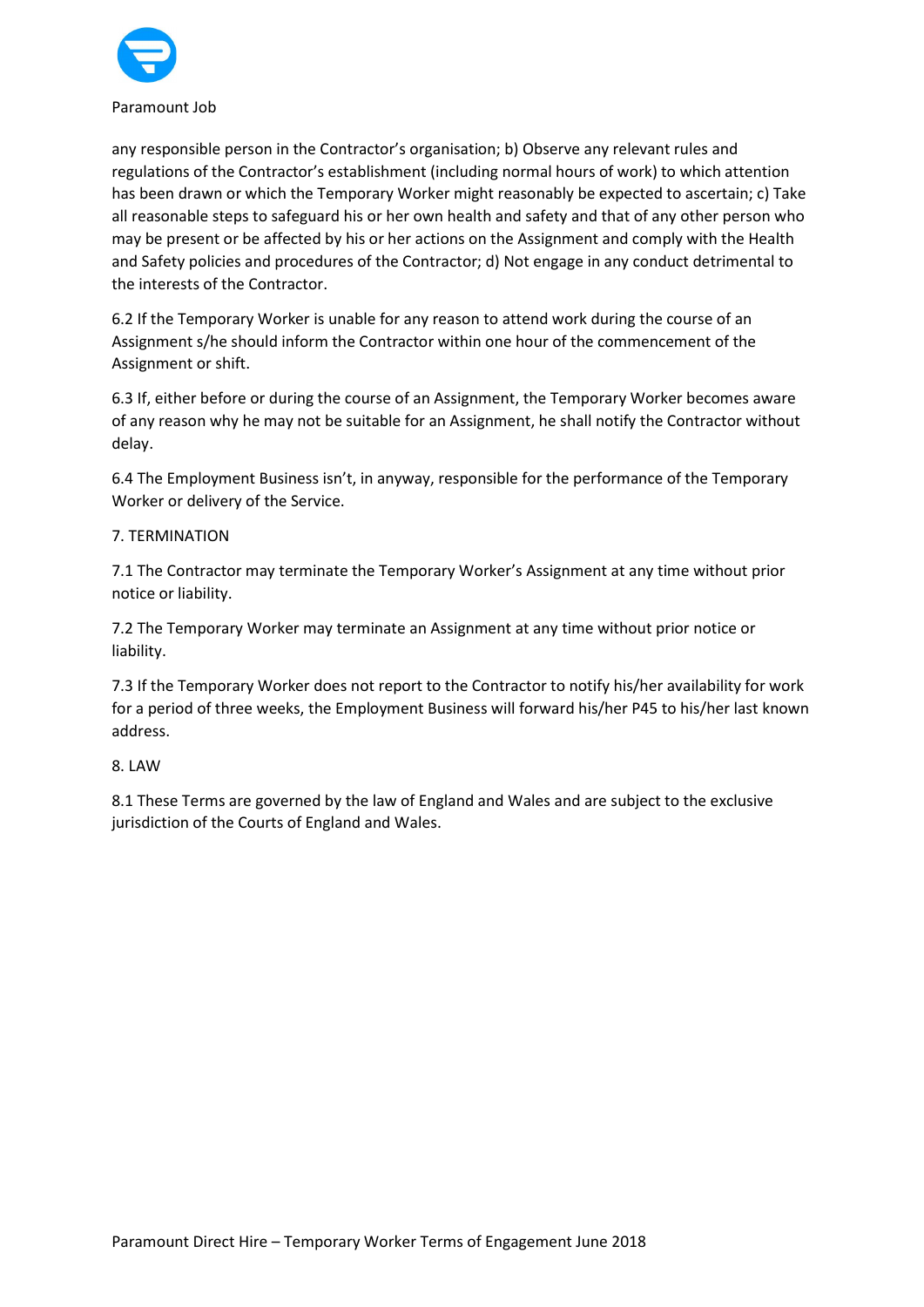any responsible person in the Contractor's organisation; b) Observe any relevant rules and regulations of the Contractor's establishment (including normal hours of work) to which attention has been drawn or which the Temporary Worker might reasonably be expected to ascertain; c) Take all reasonable steps to safeguard his or her own health and safety and that of any other person who may be present or be affected by his or her actions on the Assignment and comply with the Health and Safety policies and procedures of the Contractor; d) Not engage in any conduct detrimental to the interests of the Contractor.

6.2 If the Temporary Worker is unable for any reason to attend work during the course of an Assignment s/he should inform the Contractor within one hour of the commencement of the Assignment or shift.

6.3 If, either before or during the course of an Assignment, the Temporary Worker becomes aware of any reason why he may not be suitable for an Assignment, he shall notify the Contractor without delay.

6.4 The Employment Business isn't, in anyway, responsible for the performance of the Temporary Worker or delivery of the Service.

## 7. TERMINATION

7.1 The Contractor may terminate the Temporary Worker's Assignment at any time without prior notice or liability.

7.2 The Temporary Worker may terminate an Assignment at any time without prior notice or liability.

7.3 If the Temporary Worker does not report to the Contractor to notify his/her availability for work for a period of three weeks, the Employment Business will forward his/her P45 to his/her last known address.

## 8. LAW

8.1 These Terms are governed by the law of England and Wales and are subject to the exclusive jurisdiction of the Courts of England and Wales.